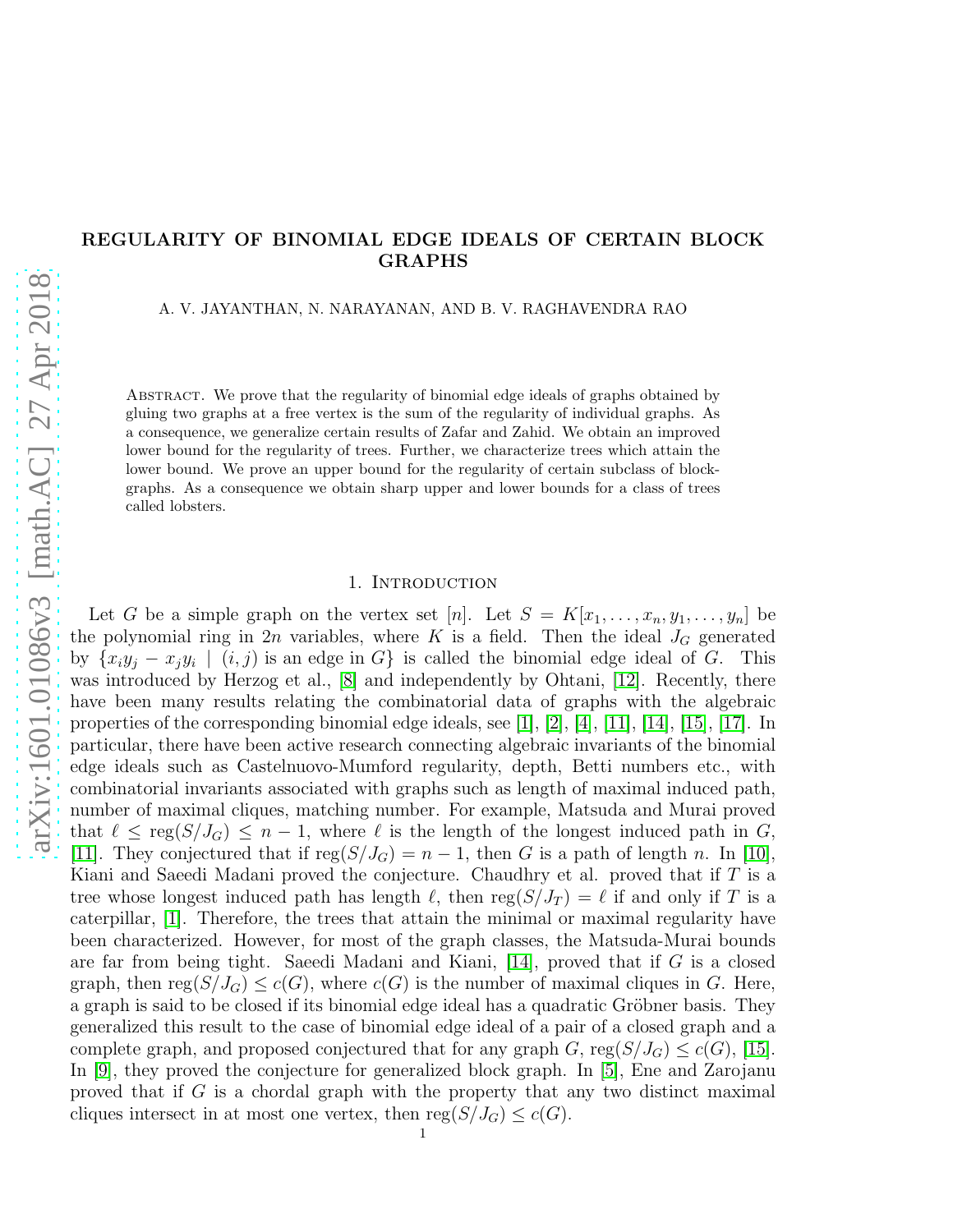# REGULARITY OF BINOMIAL EDGE IDEALS OF CERTAIN BLOCK GRAPHS

A. V. JAYANTHAN, N. NARAYANAN, AND B. V. RAGHAVENDRA RAO

Abstract. We prove that the regularity of binomial edge ideals of graphs obtained by gluing two graphs at a free vertex is the sum of the regularity of individual graphs. As a consequence, we generalize certain results of Zafar and Zahid. We obtain an improved lower bound for the regularity of trees. Further, we characterize trees which attain the lower bound. We prove an upper bound for the regularity of certain subclass of block-graphs. As a consequence we obtain sharp upper and lower bounds for a class of trees called lobsters.

## 1. Introduction

Let $G$ be a simple graph on the vertex set $[n]$. Let $S = K[x_1, \ldots, x_n, y_1, \ldots, y_n]$ be the polynomial ring in $2n$ variables, where $K$ is a field. Then the ideal $J_G$ generated by $\{x_i y_j - x_j y_i \mid (i,j) \text{ is an edge in } G\}$ is called the binomial edge ideal of $G$. This was introduced by Herzog et al., [8] and independently by Ohtani, [12]. Recently, there have been many results relating the combinatorial data of graphs with the algebraic properties of the corresponding binomial edge ideals, see [1], [2], [4], [11], [14], [15], [17]. In particular, there have been active research connecting algebraic invariants of the binomial edge ideals such as Castelnuovo-Mumford regularity, depth, Betti numbers etc., with combinatorial invariants associated with graphs such as length of maximal induced path, number of maximal cliques, matching number. For example, Matsuda and Murai proved that $\ell \leq \operatorname{reg}(S/J_G) \leq n-1$, where $\ell$ is the length of the longest induced path in $G$, [11]. They conjectured that if $\operatorname{reg}(S/J_G) = n-1$, then $G$ is a path of length $n$. In [10], Kiani and Saeedi Madani proved the conjecture. Chaudhry et al. proved that if $T$ is a tree whose longest induced path has length $\ell$, then $\operatorname{reg}(S/J_T) = \ell$ if and only if $T$ is a caterpillar, [1]. Therefore, the trees that attain the minimal or maximal regularity have been characterized. However, for most of the graph classes, the Matsuda-Murai bounds are far from being tight. Saeedi Madani and Kiani, [14], proved that if $G$ is a closed graph, then $\operatorname{reg}(S/J_G) \leq c(G)$, where $c(G)$ is the number of maximal cliques in $G$. Here, a graph is said to be closed if its binomial edge ideal has a quadratic Gröbner basis. They generalized this result to the case of binomial edge ideal of a pair of a closed graph and a complete graph, and proposed conjectured that for any graph $G$, $\operatorname{reg}(S/J_G) \leq c(G)$, [15]. In [9], they proved the conjecture for generalized block graph. In [5], Ene and Zarojanu proved that if $G$ is a chordal graph with the property that any two distinct maximal cliques intersect in at most one vertex, then $\operatorname{reg}(S/J_G) \leq c(G)$.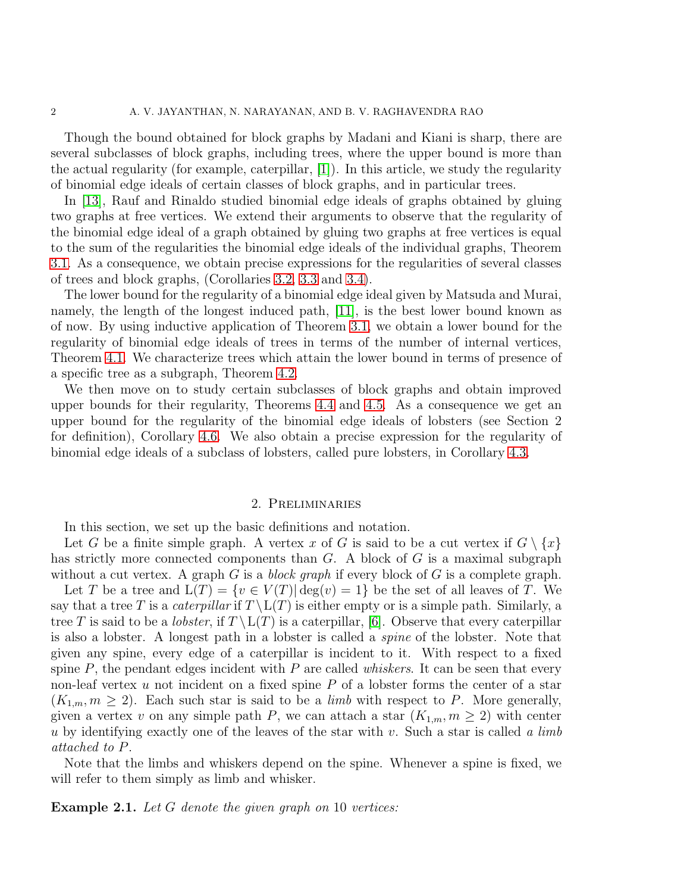Though the bound obtained for block graphs by Madani and Kiani is sharp, there are several subclasses of block graphs, including trees, where the upper bound is more than the actual regularity (for example, caterpillar, [1]). In this article, we study the regularity of binomial edge ideals of certain classes of block graphs, and in particular trees.

In [13], Rauf and Rinaldo studied binomial edge ideals of graphs obtained by gluing two graphs at free vertices. We extend their arguments to observe that the regularity of the binomial edge ideal of a graph obtained by gluing two graphs at free vertices is equal to the sum of the regularities the binomial edge ideals of the individual graphs, Theorem 3.1. As a consequence, we obtain precise expressions for the regularities of several classes of trees and block graphs, (Corollaries 3.2, 3.3 and 3.4).

The lower bound for the regularity of a binomial edge ideal given by Matsuda and Murai, namely, the length of the longest induced path, [11], is the best lower bound known as of now. By using inductive application of Theorem 3.1, we obtain a lower bound for the regularity of binomial edge ideals of trees in terms of the number of internal vertices, Theorem 4.1. We characterize trees which attain the lower bound in terms of presence of a specific tree as a subgraph, Theorem 4.2.

We then move on to study certain subclasses of block graphs and obtain improved upper bounds for their regularity, Theorems 4.4 and 4.5. As a consequence we get an upper bound for the regularity of the binomial edge ideals of lobsters (see Section 2 for definition), Corollary 4.6. We also obtain a precise expression for the regularity of binomial edge ideals of a subclass of lobsters, called pure lobsters, in Corollary 4.3.

## 2. Preliminaries

In this section, we set up the basic definitions and notation.

Let $G$ be a finite simple graph. A vertex $x$ of $G$ is said to be a cut vertex if $G \setminus \{x\}$ has strictly more connected components than $G$. A block of $G$ is a maximal subgraph without a cut vertex. A graph $G$ is a *block graph* if every block of $G$ is a complete graph.

Let $T$ be a tree and $\mathrm{L}(T) = \{v \in V(T) | \deg(v) = 1\}$ be the set of all leaves of $T$. We say that a tree $T$ is a *caterpillar* if $T \setminus \mathrm{L}(T)$ is either empty or is a simple path. Similarly, a tree $T$ is said to be a *lobster*, if $T \setminus \mathrm{L}(T)$ is a caterpillar, [6]. Observe that every caterpillar is also a lobster. A longest path in a lobster is called a *spine* of the lobster. Note that given any spine, every edge of a caterpillar is incident to it. With respect to a fixed spine $P$, the pendant edges incident with $P$ are called *whiskers*. It can be seen that every non-leaf vertex $u$ not incident on a fixed spine $P$ of a lobster forms the center of a star ($K_{1,m}, m \geq 2$). Each such star is said to be a *limb* with respect to $P$. More generally, given a vertex $v$ on any simple path $P$, we can attach a star ($K_{1,m}, m \geq 2$) with center $u$ by identifying exactly one of the leaves of the star with $v$. Such a star is called *a limb attached to $P$*.

Note that the limbs and whiskers depend on the spine. Whenever a spine is fixed, we will refer to them simply as limb and whisker.

**Example 2.1.** *Let $G$ denote the given graph on 10 vertices:*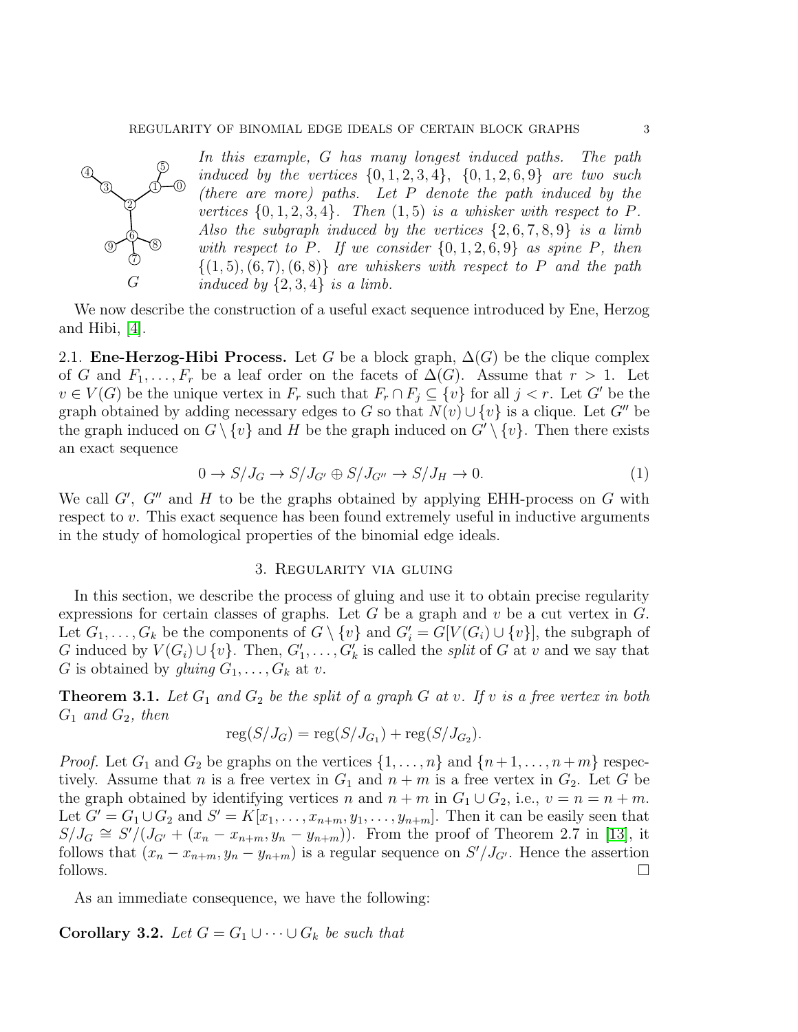*In this example, $G$ has many longest induced paths. The path induced by the vertices $\{0, 1, 2, 3, 4\}$, $\{0, 1, 2, 6, 9\}$ are two such (there are more) paths. Let $P$ denote the path induced by the vertices $\{0, 1, 2, 3, 4\}$. Then $(1, 5)$ is a whisker with respect to $P$. Also the subgraph induced by the vertices $\{2, 6, 7, 8, 9\}$ is a limb with respect to $P$. If we consider $\{0, 1, 2, 6, 9\}$ as spine $P$, then $\{(1, 5), (6, 7), (6, 8)\}$ are whiskers with respect to $P$ and the path induced by $\{2, 3, 4\}$ is a limb.*

We now describe the construction of a useful exact sequence introduced by Ene, Herzog and Hibi, [4].

2.1. **Ene-Herzog-Hibi Process.** Let $G$ be a block graph, $\Delta(G)$ be the clique complex of $G$ and $F_1, \dots, F_r$ be a leaf order on the facets of $\Delta(G)$. Assume that $r > 1$. Let $v \in V(G)$ be the unique vertex in $F_r$ such that $F_r \cap F_j \subseteq \{v\}$ for all $j < r$. Let $G'$ be the graph obtained by adding necessary edges to $G$ so that $N(v) \cup \{v\}$ is a clique. Let $G''$ be the graph induced on $G \setminus \{v\}$ and $H$ be the graph induced on $G' \setminus \{v\}$. Then there exists an exact sequence

$$0 \to S/J_G \to S/J_{G'} \oplus S/J_{G''} \to S/J_H \to 0. \tag{1}$$

We call $G'$, $G''$ and $H$ to be the graphs obtained by applying EHH-process on $G$ with respect to $v$. This exact sequence has been found extremely useful in inductive arguments in the study of homological properties of the binomial edge ideals.

## 3. Regularity via gluing

In this section, we describe the process of gluing and use it to obtain precise regularity expressions for certain classes of graphs. Let $G$ be a graph and $v$ be a cut vertex in $G$. Let $G_1, \dots, G_k$ be the components of $G \setminus \{v\}$ and $G_i' = G[V(G_i) \cup \{v\}]$, the subgraph of $G$ induced by $V(G_i) \cup \{v\}$. Then, $G_1', \dots, G_k'$ is called the *split* of $G$ at $v$ and we say that $G$ is obtained by *gluing* $G_1, \dots, G_k$ at $v$.

**Theorem 3.1.** *Let $G_1$ and $G_2$ be the split of a graph $G$ at $v$. If $v$ is a free vertex in both $G_1$ and $G_2$, then*

$$\operatorname{reg}(S/J_G) = \operatorname{reg}(S/J_{G_1}) + \operatorname{reg}(S/J_{G_2}).$$

*Proof.* Let $G_1$ and $G_2$ be graphs on the vertices $\{1, \dots, n\}$ and $\{n+1, \dots, n+m\}$ respectively. Assume that $n$ is a free vertex in $G_1$ and $n+m$ is a free vertex in $G_2$. Let $G$ be the graph obtained by identifying vertices $n$ and $n+m$ in $G_1 \cup G_2$, i.e., $v = n = n+m$. Let $G' = G_1 \cup G_2$ and $S' = K[x_1, \dots, x_{n+m}, y_1, \dots, y_{n+m}]$. Then it can be easily seen that $S/J_G \cong S'/(J_{G'} + (x_n - x_{n+m}, y_n - y_{n+m}))$. From the proof of Theorem 2.7 in [13], it follows that $(x_n - x_{n+m}, y_n - y_{n+m})$ is a regular sequence on $S'/J_{G'}$. Hence the assertion follows. $\square$

As an immediate consequence, we have the following:

**Corollary 3.2.** *Let $G = G_1 \cup \cdots \cup G_k$ be such that*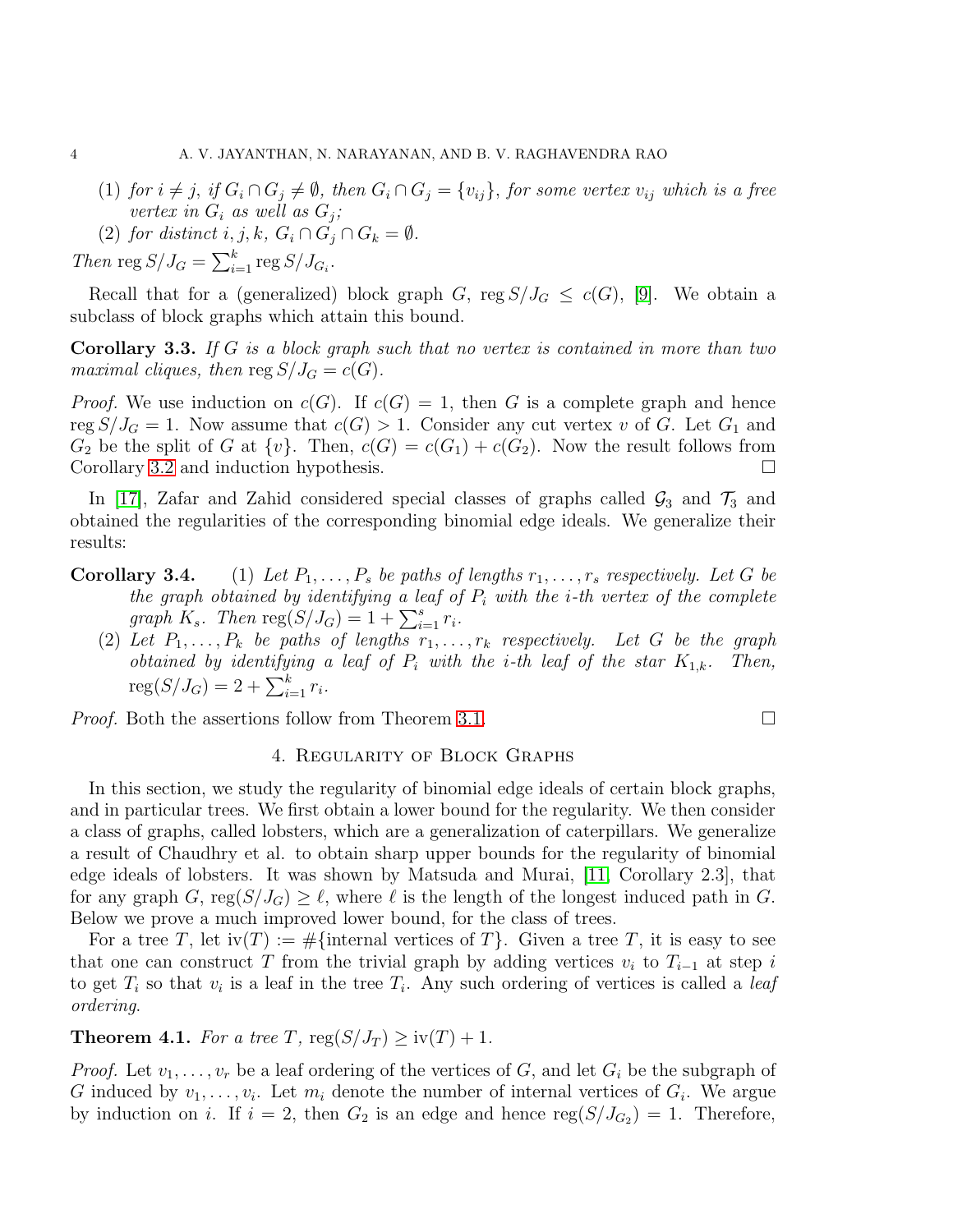(1) *for $i \neq j$, if $G_i \cap G_j \neq \emptyset$, then $G_i \cap G_j = \{v_{ij}\}$, for some vertex $v_{ij}$ which is a free vertex in $G_i$ as well as $G_j$;*
(2) *for distinct $i, j, k$, $G_i \cap G_j \cap G_k = \emptyset$.*

*Then* $\operatorname{reg} S/J_G = \sum_{i=1}^{k} \operatorname{reg} S/J_{G_i}$.

Recall that for a (generalized) block graph $G$, $\operatorname{reg} S/J_G \leq c(G)$, [9]. We obtain a subclass of block graphs which attain this bound.

**Corollary 3.3.** *If $G$ is a block graph such that no vertex is contained in more than two maximal cliques, then* $\operatorname{reg} S/J_G = c(G)$.

*Proof.* We use induction on $c(G)$. If $c(G) = 1$, then $G$ is a complete graph and hence $\operatorname{reg} S/J_G = 1$. Now assume that $c(G) > 1$. Consider any cut vertex $v$ of $G$. Let $G_1$ and $G_2$ be the split of $G$ at $\{v\}$. Then, $c(G) = c(G_1) + c(G_2)$. Now the result follows from Corollary 3.2 and induction hypothesis. □

In [17], Zafar and Zahid considered special classes of graphs called $\mathcal{G}_3$ and $\mathcal{T}_3$ and obtained the regularities of the corresponding binomial edge ideals. We generalize their results:

**Corollary 3.4.** (1) *Let $P_1, \ldots, P_s$ be paths of lengths $r_1, \ldots, r_s$ respectively. Let $G$ be the graph obtained by identifying a leaf of $P_i$ with the $i$-th vertex of the complete graph $K_s$. Then* $\operatorname{reg}(S/J_G) = 1 + \sum_{i=1}^{s} r_i$.
(2) *Let $P_1, \ldots, P_k$ be paths of lengths $r_1, \ldots, r_k$ respectively. Let $G$ be the graph obtained by identifying a leaf of $P_i$ with the $i$-th leaf of the star $K_{1,k}$. Then,* $\operatorname{reg}(S/J_G) = 2 + \sum_{i=1}^{k} r_i$.

*Proof.* Both the assertions follow from Theorem 3.1. □

## 4. Regularity of Block Graphs

In this section, we study the regularity of binomial edge ideals of certain block graphs, and in particular trees. We first obtain a lower bound for the regularity. We then consider a class of graphs, called lobsters, which are a generalization of caterpillars. We generalize a result of Chaudhry et al. to obtain sharp upper bounds for the regularity of binomial edge ideals of lobsters. It was shown by Matsuda and Murai, [11, Corollary 2.3], that for any graph $G$, $\operatorname{reg}(S/J_G) \geq \ell$, where $\ell$ is the length of the longest induced path in $G$. Below we prove a much improved lower bound, for the class of trees.

For a tree $T$, let $\operatorname{iv}(T) := \#\{\text{internal vertices of } T\}$. Given a tree $T$, it is easy to see that one can construct $T$ from the trivial graph by adding vertices $v_i$ to $T_{i-1}$ at step $i$ to get $T_i$ so that $v_i$ is a leaf in the tree $T_i$. Any such ordering of vertices is called a *leaf ordering*.

**Theorem 4.1.** *For a tree $T$,* $\operatorname{reg}(S/J_T) \geq \operatorname{iv}(T) + 1$.

*Proof.* Let $v_1, \ldots, v_r$ be a leaf ordering of the vertices of $G$, and let $G_i$ be the subgraph of $G$ induced by $v_1, \ldots, v_i$. Let $m_i$ denote the number of internal vertices of $G_i$. We argue by induction on $i$. If $i = 2$, then $G_2$ is an edge and hence $\operatorname{reg}(S/J_{G_2}) = 1$. Therefore,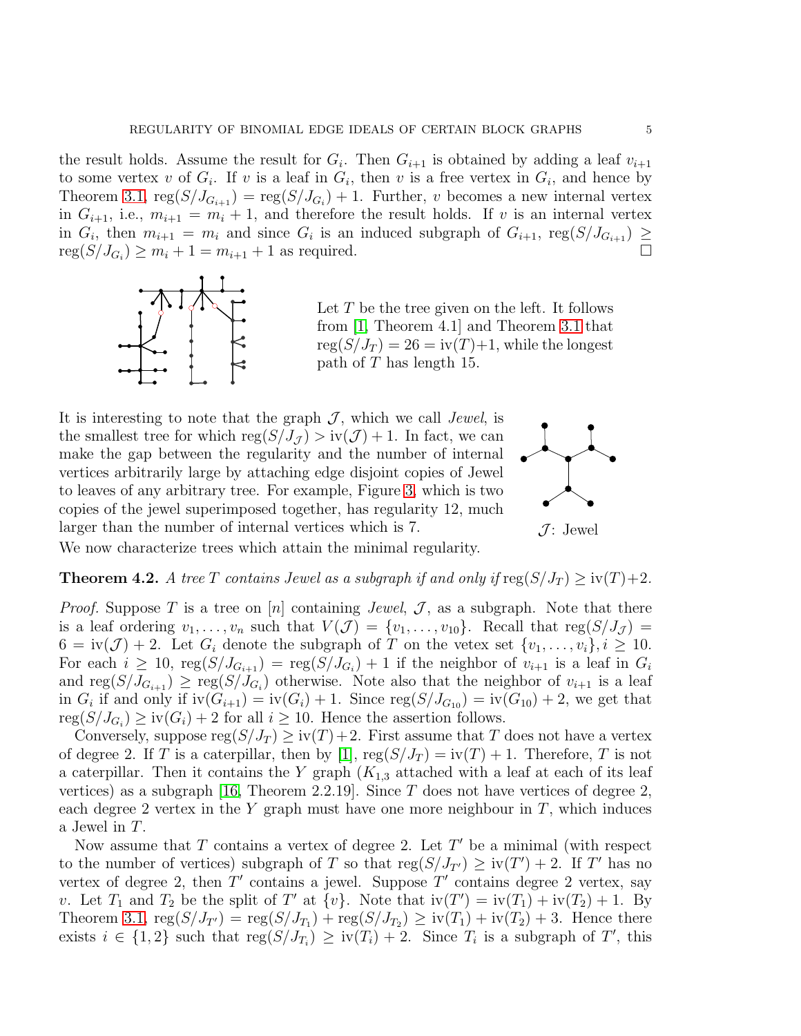the result holds. Assume the result for $G_i$. Then $G_{i+1}$ is obtained by adding a leaf $v_{i+1}$ to some vertex $v$ of $G_i$. If $v$ is a leaf in $G_i$, then $v$ is a free vertex in $G_i$, and hence by Theorem 3.1, $\operatorname{reg}(S/J_{G_{i+1}}) = \operatorname{reg}(S/J_{G_i}) + 1$. Further, $v$ becomes a new internal vertex in $G_{i+1}$, i.e., $m_{i+1} = m_i + 1$, and therefore the result holds. If $v$ is an internal vertex in $G_i$, then $m_{i+1} = m_i$ and since $G_i$ is an induced subgraph of $G_{i+1}$, $\operatorname{reg}(S/J_{G_{i+1}}) \geq \operatorname{reg}(S/J_{G_i}) \geq m_i + 1 = m_{i+1} + 1$ as required. $\square$

Let $T$ be the tree given on the left. It follows from [1, Theorem 4.1] and Theorem 3.1 that $\operatorname{reg}(S/J_T) = 26 = \operatorname{iv}(T)+1$, while the longest path of $T$ has length 15.

It is interesting to note that the graph $\mathcal{J}$, which we call *Jewel*, is the smallest tree for which $\operatorname{reg}(S/J_{\mathcal{J}}) > \operatorname{iv}(\mathcal{J}) + 1$. In fact, we can make the gap between the regularity and the number of internal vertices arbitrarily large by attaching edge disjoint copies of Jewel to leaves of any arbitrary tree. For example, Figure 3, which is two copies of the jewel superimposed together, has regularity 12, much larger than the number of internal vertices which is 7.

$\mathcal{J}$: Jewel

We now characterize trees which attain the minimal regularity.

**Theorem 4.2.** *A tree $T$ contains Jewel as a subgraph if and only if* $\operatorname{reg}(S/J_T) \geq \operatorname{iv}(T)+2$.

*Proof.* Suppose $T$ is a tree on $[n]$ containing *Jewel*, $\mathcal{J}$, as a subgraph. Note that there is a leaf ordering $v_1, \ldots, v_n$ such that $V(\mathcal{J}) = \{v_1, \ldots, v_{10}\}$. Recall that $\operatorname{reg}(S/J_{\mathcal{J}}) = 6 = \operatorname{iv}(\mathcal{J}) + 2$. Let $G_i$ denote the subgraph of $T$ on the vetex set $\{v_1, \ldots, v_i\}, i \geq 10$. For each $i \geq 10$, $\operatorname{reg}(S/J_{G_{i+1}}) = \operatorname{reg}(S/J_{G_i}) + 1$ if the neighbor of $v_{i+1}$ is a leaf in $G_i$ and $\operatorname{reg}(S/J_{G_{i+1}}) \geq \operatorname{reg}(S/J_{G_i})$ otherwise. Note also that the neighbor of $v_{i+1}$ is a leaf in $G_i$ if and only if $\operatorname{iv}(G_{i+1}) = \operatorname{iv}(G_i) + 1$. Since $\operatorname{reg}(S/J_{G_{10}}) = \operatorname{iv}(G_{10}) + 2$, we get that $\operatorname{reg}(S/J_{G_i}) \geq \operatorname{iv}(G_i) + 2$ for all $i \geq 10$. Hence the assertion follows.

Conversely, suppose $\operatorname{reg}(S/J_T) \geq \operatorname{iv}(T)+2$. First assume that $T$ does not have a vertex of degree 2. If $T$ is a caterpillar, then by [1], $\operatorname{reg}(S/J_T) = \operatorname{iv}(T) + 1$. Therefore, $T$ is not a caterpillar. Then it contains the $Y$ graph ($K_{1,3}$ attached with a leaf at each of its leaf vertices) as a subgraph [16, Theorem 2.2.19]. Since $T$ does not have vertices of degree 2, each degree 2 vertex in the $Y$ graph must have one more neighbour in $T$, which induces a Jewel in $T$.

Now assume that $T$ contains a vertex of degree 2. Let $T'$ be a minimal (with respect to the number of vertices) subgraph of $T$ so that $\operatorname{reg}(S/J_{T'}) \geq \operatorname{iv}(T') + 2$. If $T'$ has no vertex of degree 2, then $T'$ contains a jewel. Suppose $T'$ contains degree 2 vertex, say $v$. Let $T_1$ and $T_2$ be the split of $T'$ at $\{v\}$. Note that $\operatorname{iv}(T') = \operatorname{iv}(T_1) + \operatorname{iv}(T_2) + 1$. By Theorem 3.1, $\operatorname{reg}(S/J_{T'}) = \operatorname{reg}(S/J_{T_1}) + \operatorname{reg}(S/J_{T_2}) \geq \operatorname{iv}(T_1) + \operatorname{iv}(T_2) + 3$. Hence there exists $i \in \{1, 2\}$ such that $\operatorname{reg}(S/J_{T_i}) \geq \operatorname{iv}(T_i) + 2$. Since $T_i$ is a subgraph of $T'$, this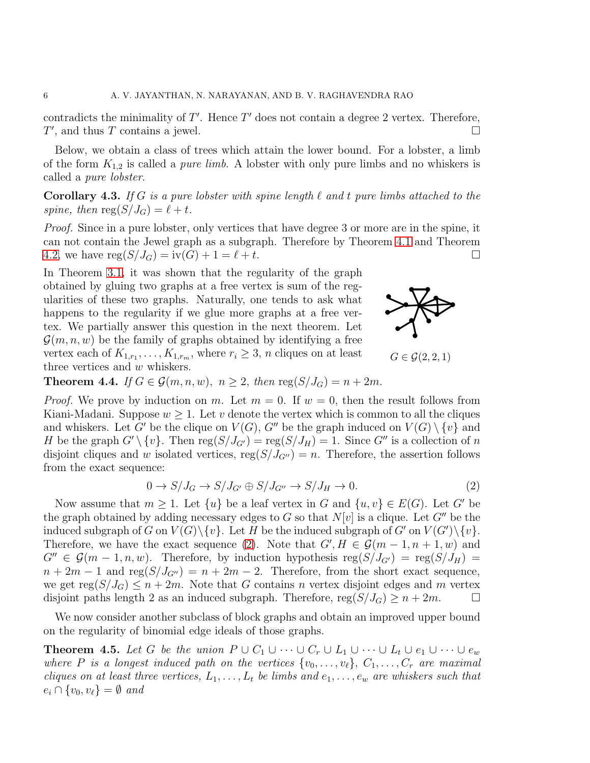contradicts the minimality of $T'$. Hence $T'$ does not contain a degree 2 vertex. Therefore, $T'$, and thus $T$ contains a jewel. $\square$

Below, we obtain a class of trees which attain the lower bound. For a lobster, a limb of the form $K_{1,2}$ is called a *pure limb*. A lobster with only pure limbs and no whiskers is called a *pure lobster*.

**Corollary 4.3.** *If $G$ is a pure lobster with spine length $\ell$ and $t$ pure limbs attached to the spine, then* $\operatorname{reg}(S/J_G) = \ell + t$.

*Proof.* Since in a pure lobster, only vertices that have degree 3 or more are in the spine, it can not contain the Jewel graph as a subgraph. Therefore by Theorem 4.1 and Theorem 4.2, we have $\operatorname{reg}(S/J_G) = \operatorname{iv}(G) + 1 = \ell + t$. $\square$

In Theorem 3.1, it was shown that the regularity of the graph obtained by gluing two graphs at a free vertex is sum of the regularities of these two graphs. Naturally, one tends to ask what happens to the regularity if we glue more graphs at a free vertex. We partially answer this question in the next theorem. Let $\mathcal{G}(m, n, w)$ be the family of graphs obtained by identifying a free vertex each of $K_{1,r_1}, \dots, K_{1,r_m}$, where $r_i \geq 3$, $n$ cliques on at least three vertices and $w$ whiskers.

$G \in \mathcal{G}(2, 2, 1)$

**Theorem 4.4.** *If $G \in \mathcal{G}(m, n, w)$, $n \geq 2$, then* $\operatorname{reg}(S/J_G) = n + 2m$.

*Proof.* We prove by induction on $m$. Let $m = 0$. If $w = 0$, then the result follows from Kiani-Madani. Suppose $w \geq 1$. Let $v$ denote the vertex which is common to all the cliques and whiskers. Let $G'$ be the clique on $V(G)$, $G''$ be the graph induced on $V(G) \setminus \{v\}$ and $H$ be the graph $G' \setminus \{v\}$. Then $\operatorname{reg}(S/J_{G'}) = \operatorname{reg}(S/J_H) = 1$. Since $G''$ is a collection of $n$ disjoint cliques and $w$ isolated vertices, $\operatorname{reg}(S/J_{G''}) = n$. Therefore, the assertion follows from the exact sequence:

$$0 \to S/J_G \to S/J_{G'} \oplus S/J_{G''} \to S/J_H \to 0. \tag{2}$$

Now assume that $m \geq 1$. Let $\{u\}$ be a leaf vertex in $G$ and $\{u, v\} \in E(G)$. Let $G'$ be the graph obtained by adding necessary edges to $G$ so that $N[v]$ is a clique. Let $G''$ be the induced subgraph of $G$ on $V(G) \setminus \{v\}$. Let $H$ be the induced subgraph of $G'$ on $V(G') \setminus \{v\}$. Therefore, we have the exact sequence (2). Note that $G', H \in \mathcal{G}(m-1, n+1, w)$ and $G'' \in \mathcal{G}(m-1, n, w)$. Therefore, by induction hypothesis $\operatorname{reg}(S/J_{G'}) = \operatorname{reg}(S/J_H) = n + 2m - 1$ and $\operatorname{reg}(S/J_{G''}) = n + 2m - 2$. Therefore, from the short exact sequence, we get $\operatorname{reg}(S/J_G) \leq n + 2m$. Note that $G$ contains $n$ vertex disjoint edges and $m$ vertex disjoint paths length 2 as an induced subgraph. Therefore, $\operatorname{reg}(S/J_G) \geq n + 2m$. $\square$

We now consider another subclass of block graphs and obtain an improved upper bound on the regularity of binomial edge ideals of those graphs.

**Theorem 4.5.** *Let $G$ be the union $P \cup C_1 \cup \dots \cup C_r \cup L_1 \cup \dots \cup L_t \cup e_1 \cup \dots \cup e_w$ where $P$ is a longest induced path on the vertices $\{v_0, \dots, v_\ell\}$, $C_1, \dots, C_r$ are maximal cliques on at least three vertices, $L_1, \dots, L_t$ be limbs and $e_1, \dots, e_w$ are whiskers such that $e_i \cap \{v_0, v_\ell\} = \emptyset$ and*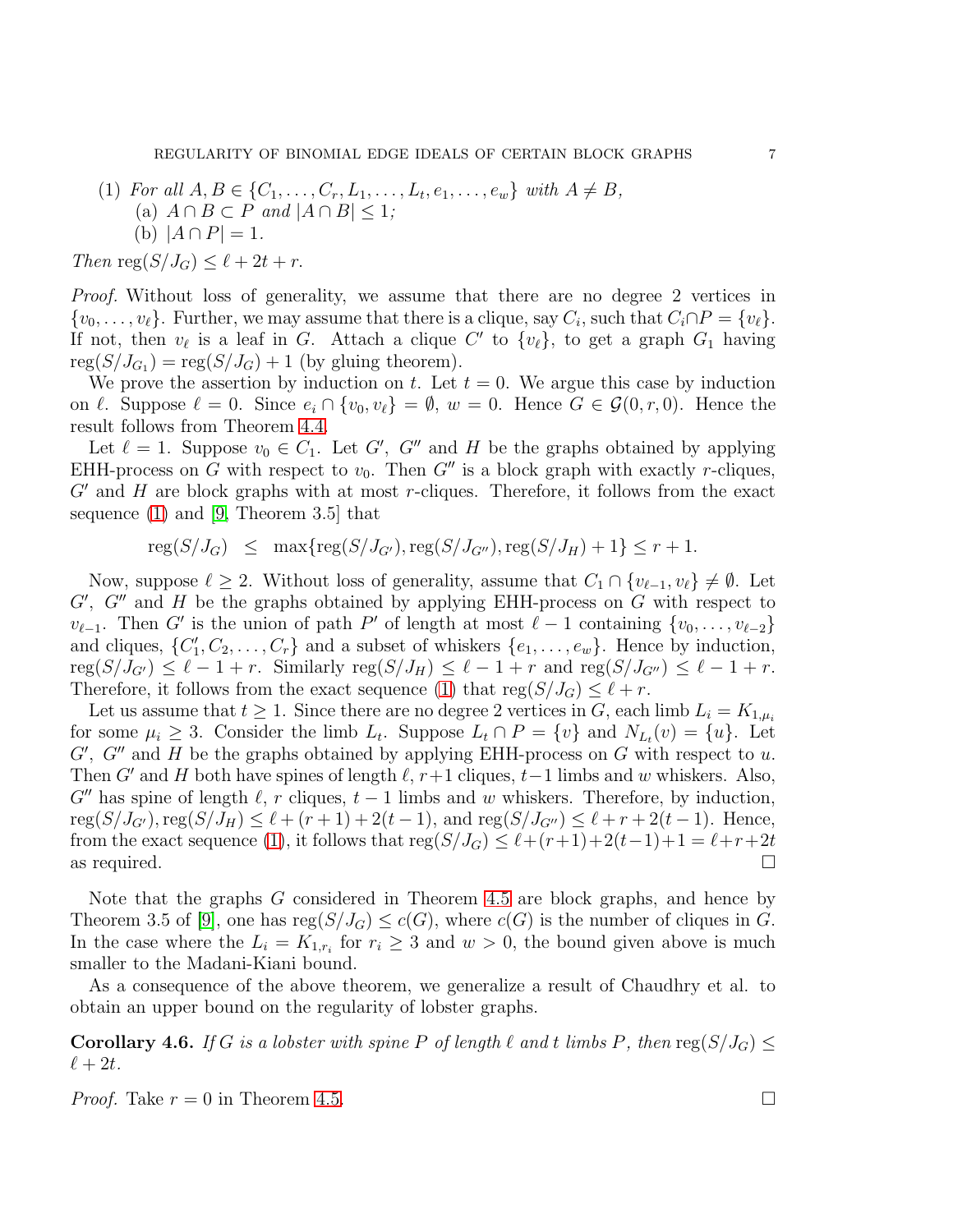(1) *For all $A, B \in \{C_1, \dots, C_r, L_1, \dots, L_t, e_1, \dots, e_w\}$ with $A \neq B$,*
   (a) *$A \cap B \subset P$ and $|A \cap B| \leq 1$;*
   (b) *$|A \cap P| = 1$.*

*Then* $\operatorname{reg}(S/J_G) \leq \ell + 2t + r$.

*Proof.* Without loss of generality, we assume that there are no degree 2 vertices in $\{v_0, \dots, v_\ell\}$. Further, we may assume that there is a clique, say $C_i$, such that $C_i \cap P = \{v_\ell\}$. If not, then $v_\ell$ is a leaf in $G$. Attach a clique $C'$ to $\{v_\ell\}$, to get a graph $G_1$ having $\operatorname{reg}(S/J_{G_1}) = \operatorname{reg}(S/J_G) + 1$ (by gluing theorem).

We prove the assertion by induction on $t$. Let $t = 0$. We argue this case by induction on $\ell$. Suppose $\ell = 0$. Since $e_i \cap \{v_0, v_\ell\} = \emptyset$, $w = 0$. Hence $G \in \mathcal{G}(0, r, 0)$. Hence the result follows from Theorem 4.4.

Let $\ell = 1$. Suppose $v_0 \in C_1$. Let $G'$, $G''$ and $H$ be the graphs obtained by applying EHH-process on $G$ with respect to $v_0$. Then $G''$ is a block graph with exactly $r$-cliques, $G'$ and $H$ are block graphs with at most $r$-cliques. Therefore, it follows from the exact sequence (1) and [9, Theorem 3.5] that

$$\operatorname{reg}(S/J_G) \leq \max\{\operatorname{reg}(S/J_{G'}), \operatorname{reg}(S/J_{G''}), \operatorname{reg}(S/J_H) + 1\} \leq r + 1.$$

Now, suppose $\ell \geq 2$. Without loss of generality, assume that $C_1 \cap \{v_{\ell-1}, v_\ell\} \neq \emptyset$. Let $G'$, $G''$ and $H$ be the graphs obtained by applying EHH-process on $G$ with respect to $v_{\ell-1}$. Then $G'$ is the union of path $P'$ of length at most $\ell - 1$ containing $\{v_0, \dots, v_{\ell-2}\}$ and cliques, $\{C_1', C_2, \dots, C_r\}$ and a subset of whiskers $\{e_1, \dots, e_w\}$. Hence by induction, $\operatorname{reg}(S/J_{G'}) \leq \ell - 1 + r$. Similarly $\operatorname{reg}(S/J_H) \leq \ell - 1 + r$ and $\operatorname{reg}(S/J_{G''}) \leq \ell - 1 + r$. Therefore, it follows from the exact sequence (1) that $\operatorname{reg}(S/J_G) \leq \ell + r$.

Let us assume that $t \geq 1$. Since there are no degree 2 vertices in $G$, each limb $L_i = K_{1,\mu_i}$ for some $\mu_i \geq 3$. Consider the limb $L_t$. Suppose $L_t \cap P = \{v\}$ and $N_{L_t}(v) = \{u\}$. Let $G'$, $G''$ and $H$ be the graphs obtained by applying EHH-process on $G$ with respect to $u$. Then $G'$ and $H$ both have spines of length $\ell$, $r+1$ cliques, $t-1$ limbs and $w$ whiskers. Also, $G''$ has spine of length $\ell$, $r$ cliques, $t-1$ limbs and $w$ whiskers. Therefore, by induction, $\operatorname{reg}(S/J_{G'}), \operatorname{reg}(S/J_H) \leq \ell + (r+1) + 2(t-1)$, and $\operatorname{reg}(S/J_{G''}) \leq \ell + r + 2(t-1)$. Hence, from the exact sequence (1), it follows that $\operatorname{reg}(S/J_G) \leq \ell + (r+1) + 2(t-1) + 1 = \ell + r + 2t$ as required. $\square$

Note that the graphs $G$ considered in Theorem 4.5 are block graphs, and hence by Theorem 3.5 of [9], one has $\operatorname{reg}(S/J_G) \leq c(G)$, where $c(G)$ is the number of cliques in $G$. In the case where the $L_i = K_{1,r_i}$ for $r_i \geq 3$ and $w > 0$, the bound given above is much smaller to the Madani-Kiani bound.

As a consequence of the above theorem, we generalize a result of Chaudhry et al. to obtain an upper bound on the regularity of lobster graphs.

**Corollary 4.6.** *If $G$ is a lobster with spine $P$ of length $\ell$ and $t$ limbs $P$, then* $\operatorname{reg}(S/J_G) \leq \ell + 2t$.

*Proof.* Take $r = 0$ in Theorem 4.5. $\square$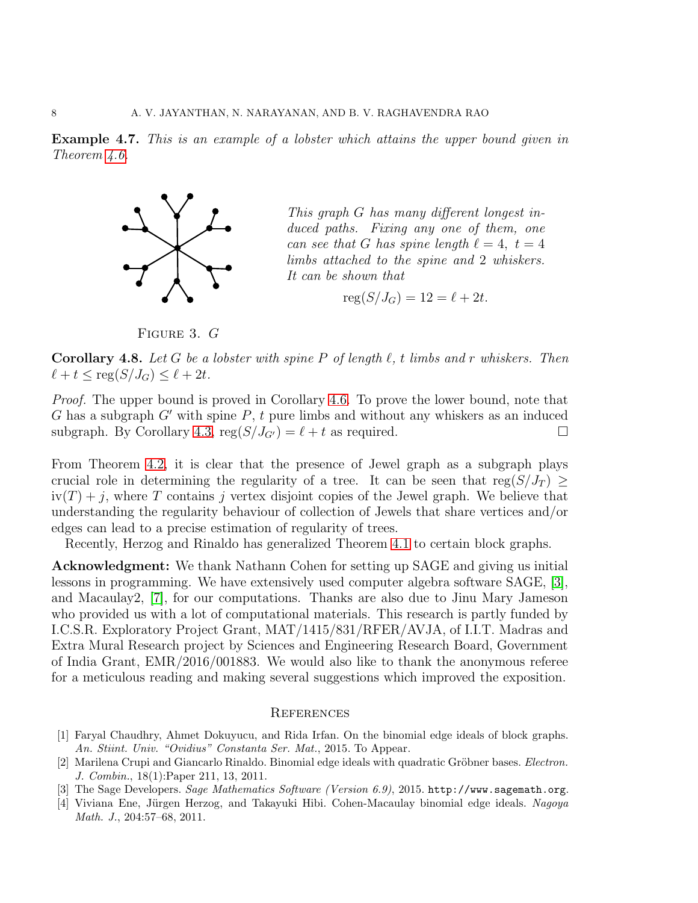**Example 4.7.** *This is an example of a lobster which attains the upper bound given in Theorem 4.6.*

*This graph $G$ has many different longest induced paths. Fixing any one of them, one can see that $G$ has spine length $\ell = 4$, $t = 4$ limbs attached to the spine and 2 whiskers. It can be shown that*

$$\operatorname{reg}(S/J_G) = 12 = \ell + 2t.$$

Figure 3. $G$

**Corollary 4.8.** *Let $G$ be a lobster with spine $P$ of length $\ell$, $t$ limbs and $r$ whiskers. Then $\ell + t \leq \operatorname{reg}(S/J_G) \leq \ell + 2t$.*

*Proof.* The upper bound is proved in Corollary 4.6. To prove the lower bound, note that $G$ has a subgraph $G'$ with spine $P$, $t$ pure limbs and without any whiskers as an induced subgraph. By Corollary 4.3, $\operatorname{reg}(S/J_{G'}) = \ell + t$ as required. □

From Theorem 4.2, it is clear that the presence of Jewel graph as a subgraph plays crucial role in determining the regularity of a tree. It can be seen that $\operatorname{reg}(S/J_T) \geq \operatorname{iv}(T) + j$, where $T$ contains $j$ vertex disjoint copies of the Jewel graph. We believe that understanding the regularity behaviour of collection of Jewels that share vertices and/or edges can lead to a precise estimation of regularity of trees.

Recently, Herzog and Rinaldo has generalized Theorem 4.1 to certain block graphs.

**Acknowledgment:** We thank Nathann Cohen for setting up SAGE and giving us initial lessons in programming. We have extensively used computer algebra software SAGE, [3], and Macaulay2, [7], for our computations. Thanks are also due to Jinu Mary Jameson who provided us with a lot of computational materials. This research is partly funded by I.C.S.R. Exploratory Project Grant, MAT/1415/831/RFER/AVJA, of I.I.T. Madras and Extra Mural Research project by Sciences and Engineering Research Board, Government of India Grant, EMR/2016/001883. We would also like to thank the anonymous referee for a meticulous reading and making several suggestions which improved the exposition.

## References

[1] Faryal Chaudhry, Ahmet Dokuyucu, and Rida Irfan. On the binomial edge ideals of block graphs. *An. Stiint. Univ. "Ovidius" Constanta Ser. Mat.*, 2015. To Appear.

[2] Marilena Crupi and Giancarlo Rinaldo. Binomial edge ideals with quadratic Gröbner bases. *Electron. J. Combin.*, 18(1):Paper 211, 13, 2011.

[3] The Sage Developers. *Sage Mathematics Software (Version 6.9)*, 2015. `http://www.sagemath.org`.

[4] Viviana Ene, Jürgen Herzog, and Takayuki Hibi. Cohen-Macaulay binomial edge ideals. *Nagoya Math. J.*, 204:57–68, 2011.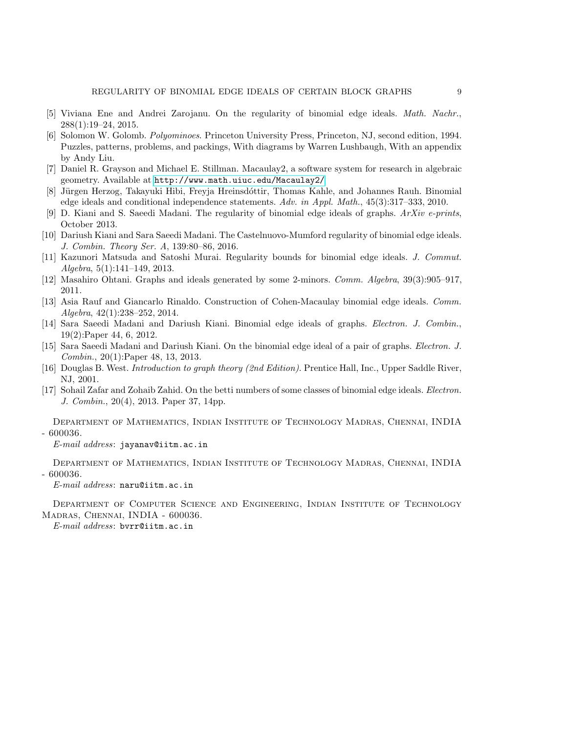[5] Viviana Ene and Andrei Zarojanu. On the regularity of binomial edge ideals. *Math. Nachr.*, 288(1):19–24, 2015.

[6] Solomon W. Golomb. *Polyominoes*. Princeton University Press, Princeton, NJ, second edition, 1994. Puzzles, patterns, problems, and packings, With diagrams by Warren Lushbaugh, With an appendix by Andy Liu.

[7] Daniel R. Grayson and Michael E. Stillman. Macaulay2, a software system for research in algebraic geometry. Available at http://www.math.uiuc.edu/Macaulay2/.

[8] Jürgen Herzog, Takayuki Hibi, Freyja Hreinsdóttir, Thomas Kahle, and Johannes Rauh. Binomial edge ideals and conditional independence statements. *Adv. in Appl. Math.*, 45(3):317–333, 2010.

[9] D. Kiani and S. Saeedi Madani. The regularity of binomial edge ideals of graphs. *ArXiv e-prints*, October 2013.

[10] Dariush Kiani and Sara Saeedi Madani. The Castelnuovo-Mumford regularity of binomial edge ideals. *J. Combin. Theory Ser. A*, 139:80–86, 2016.

[11] Kazunori Matsuda and Satoshi Murai. Regularity bounds for binomial edge ideals. *J. Commut. Algebra*, 5(1):141–149, 2013.

[12] Masahiro Ohtani. Graphs and ideals generated by some 2-minors. *Comm. Algebra*, 39(3):905–917, 2011.

[13] Asia Rauf and Giancarlo Rinaldo. Construction of Cohen-Macaulay binomial edge ideals. *Comm. Algebra*, 42(1):238–252, 2014.

[14] Sara Saeedi Madani and Dariush Kiani. Binomial edge ideals of graphs. *Electron. J. Combin.*, 19(2):Paper 44, 6, 2012.

[15] Sara Saeedi Madani and Dariush Kiani. On the binomial edge ideal of a pair of graphs. *Electron. J. Combin.*, 20(1):Paper 48, 13, 2013.

[16] Douglas B. West. *Introduction to graph theory (2nd Edition)*. Prentice Hall, Inc., Upper Saddle River, NJ, 2001.

[17] Sohail Zafar and Zohaib Zahid. On the betti numbers of some classes of binomial edge ideals. *Electron. J. Combin.*, 20(4), 2013. Paper 37, 14pp.

Department of Mathematics, Indian Institute of Technology Madras, Chennai, INDIA - 600036.

*E-mail address*: jayanav@iitm.ac.in

Department of Mathematics, Indian Institute of Technology Madras, Chennai, INDIA - 600036.

*E-mail address*: naru@iitm.ac.in

Department of Computer Science and Engineering, Indian Institute of Technology Madras, Chennai, INDIA - 600036.

*E-mail address*: bvrr@iitm.ac.in